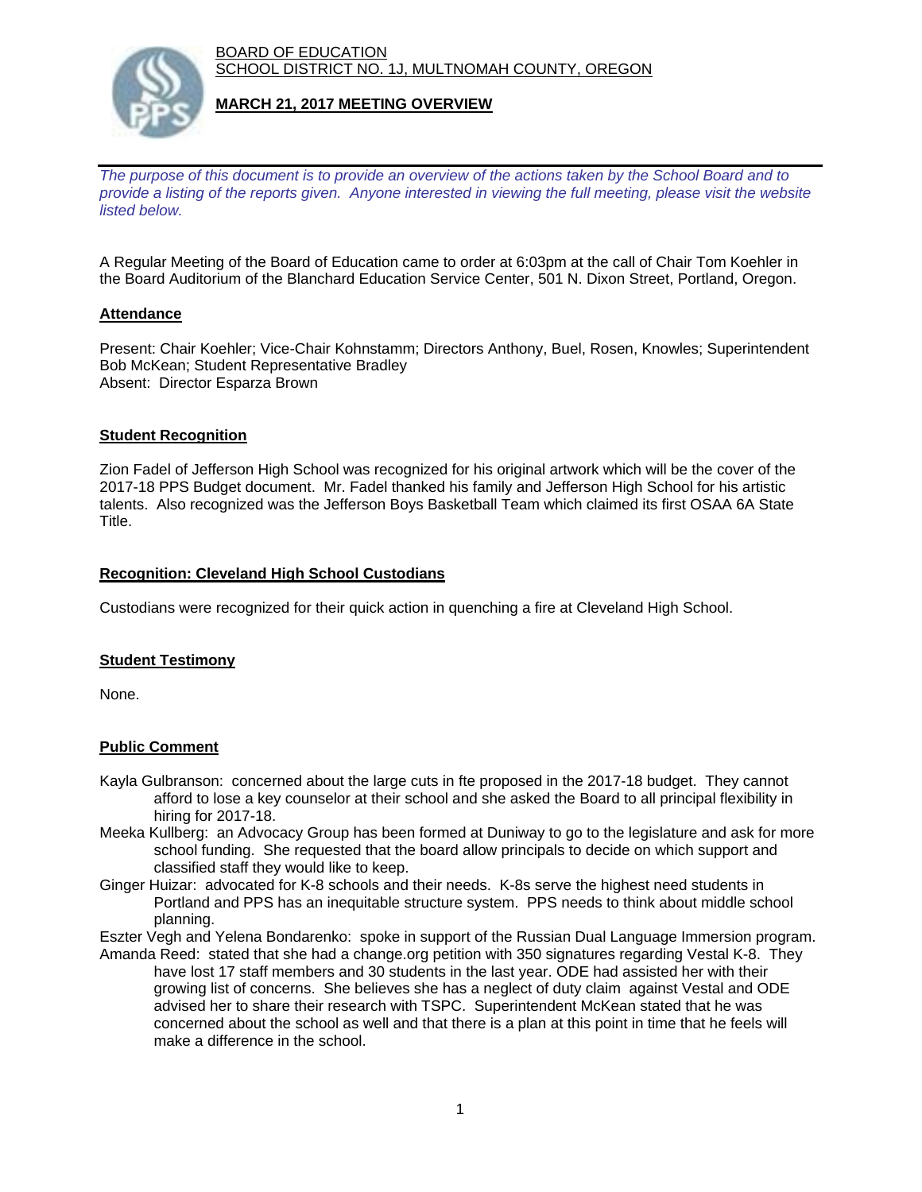BOARD OF EDUCATION
SCHOOL DISTRICT NO. 1J, MULTNOMAH COUNTY, OREGON

# MARCH 21, 2017 MEETING OVERVIEW

*The purpose of this document is to provide an overview of the actions taken by the School Board and to provide a listing of the reports given. Anyone interested in viewing the full meeting, please visit the website listed below.*

A Regular Meeting of the Board of Education came to order at 6:03pm at the call of Chair Tom Koehler in the Board Auditorium of the Blanchard Education Service Center, 501 N. Dixon Street, Portland, Oregon.

## Attendance

Present: Chair Koehler; Vice-Chair Kohnstamm; Directors Anthony, Buel, Rosen, Knowles; Superintendent Bob McKean; Student Representative Bradley
Absent: Director Esparza Brown

## Student Recognition

Zion Fadel of Jefferson High School was recognized for his original artwork which will be the cover of the 2017-18 PPS Budget document. Mr. Fadel thanked his family and Jefferson High School for his artistic talents. Also recognized was the Jefferson Boys Basketball Team which claimed its first OSAA 6A State Title.

## Recognition: Cleveland High School Custodians

Custodians were recognized for their quick action in quenching a fire at Cleveland High School.

## Student Testimony

None.

## Public Comment

Kayla Gulbranson: concerned about the large cuts in fte proposed in the 2017-18 budget. They cannot afford to lose a key counselor at their school and she asked the Board to all principal flexibility in hiring for 2017-18.

Meeka Kullberg: an Advocacy Group has been formed at Duniway to go to the legislature and ask for more school funding. She requested that the board allow principals to decide on which support and classified staff they would like to keep.

Ginger Huizar: advocated for K-8 schools and their needs. K-8s serve the highest need students in Portland and PPS has an inequitable structure system. PPS needs to think about middle school planning.

Eszter Vegh and Yelena Bondarenko: spoke in support of the Russian Dual Language Immersion program.

Amanda Reed: stated that she had a change.org petition with 350 signatures regarding Vestal K-8. They have lost 17 staff members and 30 students in the last year. ODE had assisted her with their growing list of concerns. She believes she has a neglect of duty claim against Vestal and ODE advised her to share their research with TSPC. Superintendent McKean stated that he was concerned about the school as well and that there is a plan at this point in time that he feels will make a difference in the school.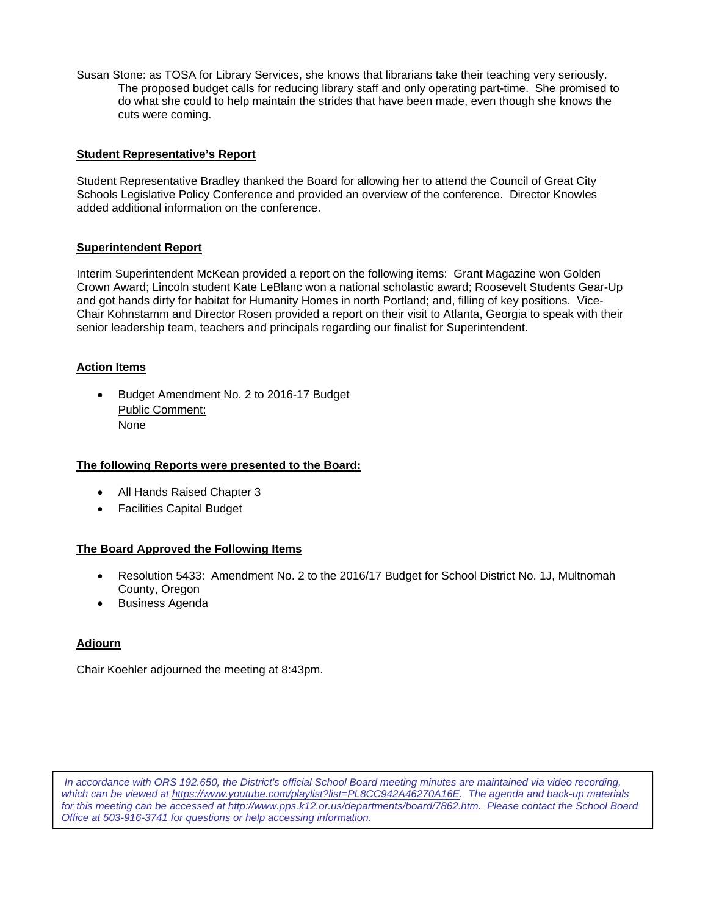Susan Stone: as TOSA for Library Services, she knows that librarians take their teaching very seriously. The proposed budget calls for reducing library staff and only operating part-time. She promised to do what she could to help maintain the strides that have been made, even though she knows the cuts were coming.

## Student Representative's Report

Student Representative Bradley thanked the Board for allowing her to attend the Council of Great City Schools Legislative Policy Conference and provided an overview of the conference. Director Knowles added additional information on the conference.

## Superintendent Report

Interim Superintendent McKean provided a report on the following items: Grant Magazine won Golden Crown Award; Lincoln student Kate LeBlanc won a national scholastic award; Roosevelt Students Gear-Up and got hands dirty for habitat for Humanity Homes in north Portland; and, filling of key positions. Vice-Chair Kohnstamm and Director Rosen provided a report on their visit to Atlanta, Georgia to speak with their senior leadership team, teachers and principals regarding our finalist for Superintendent.

## Action Items

- Budget Amendment No. 2 to 2016-17 Budget
  Public Comment:
  None

## The following Reports were presented to the Board:

- All Hands Raised Chapter 3
- Facilities Capital Budget

## The Board Approved the Following Items

- Resolution 5433: Amendment No. 2 to the 2016/17 Budget for School District No. 1J, Multnomah County, Oregon
- Business Agenda

## Adjourn

Chair Koehler adjourned the meeting at 8:43pm.

*In accordance with ORS 192.650, the District's official School Board meeting minutes are maintained via video recording, which can be viewed at https://www.youtube.com/playlist?list=PL8CC942A46270A16E. The agenda and back-up materials for this meeting can be accessed at http://www.pps.k12.or.us/departments/board/7862.htm. Please contact the School Board Office at 503-916-3741 for questions or help accessing information.*